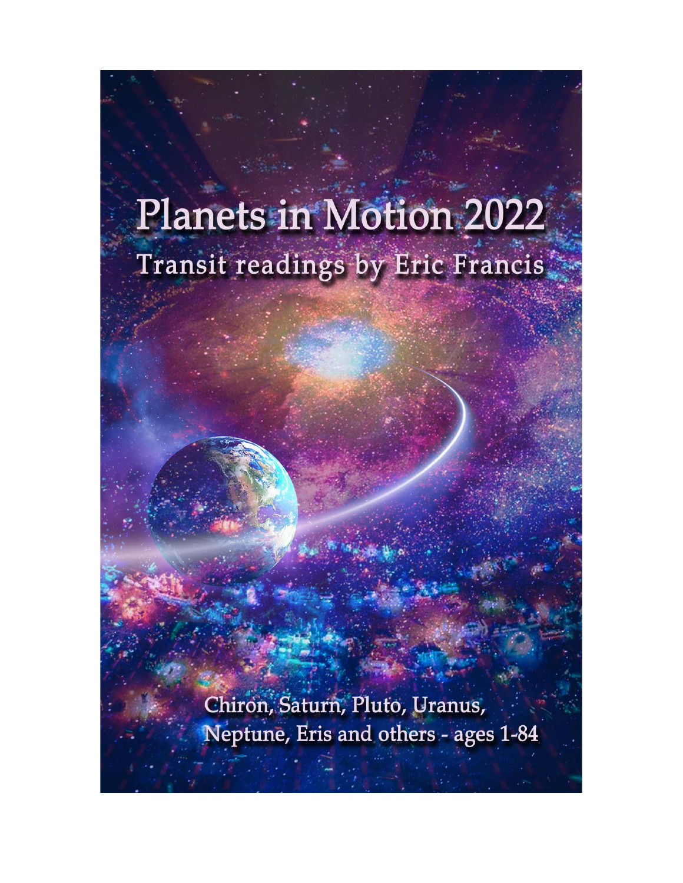# Planets in Motion 2022

## Transit readings by Eric Francis

Chiron, Saturn, Pluto, Uranus, Neptune, Eris and others - ages 1-84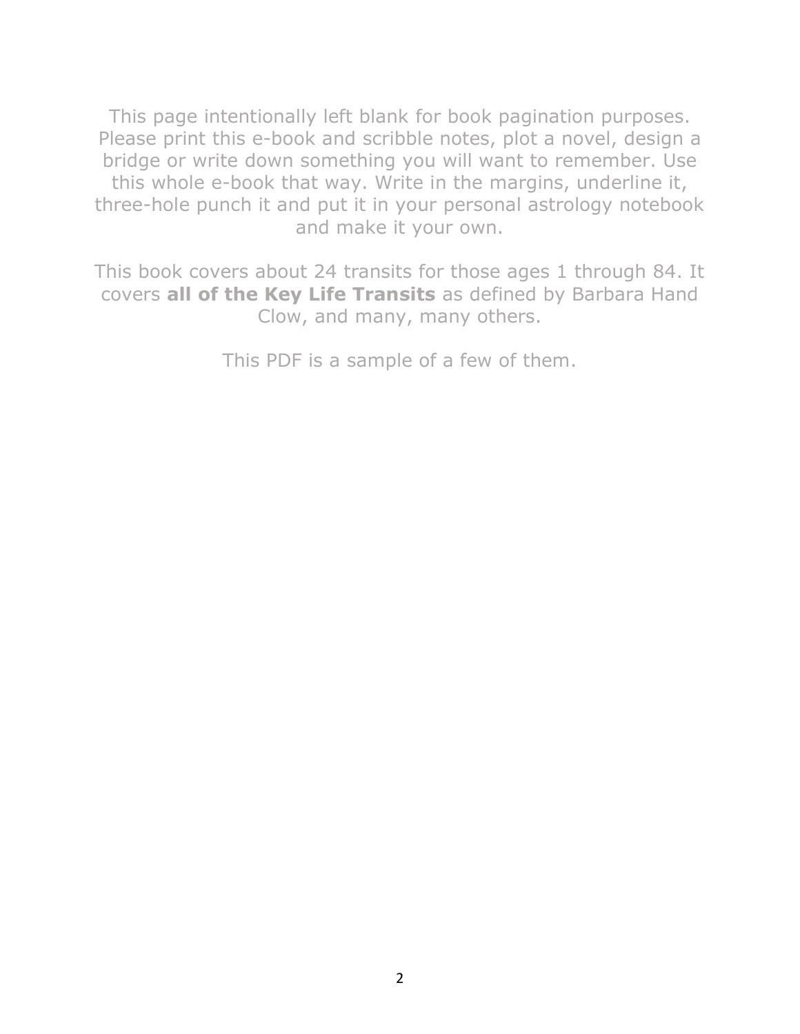This page intentionally left blank for book pagination purposes. Please print this e-book and scribble notes, plot a novel, design a bridge or write down something you will want to remember. Use this whole e-book that way. Write in the margins, underline it, three-hole punch it and put it in your personal astrology notebook and make it your own.

This book covers about 24 transits for those ages 1 through 84. It covers **all of the Key Life Transits** as defined by Barbara Hand Clow, and many, many others.

This PDF is a sample of a few of them.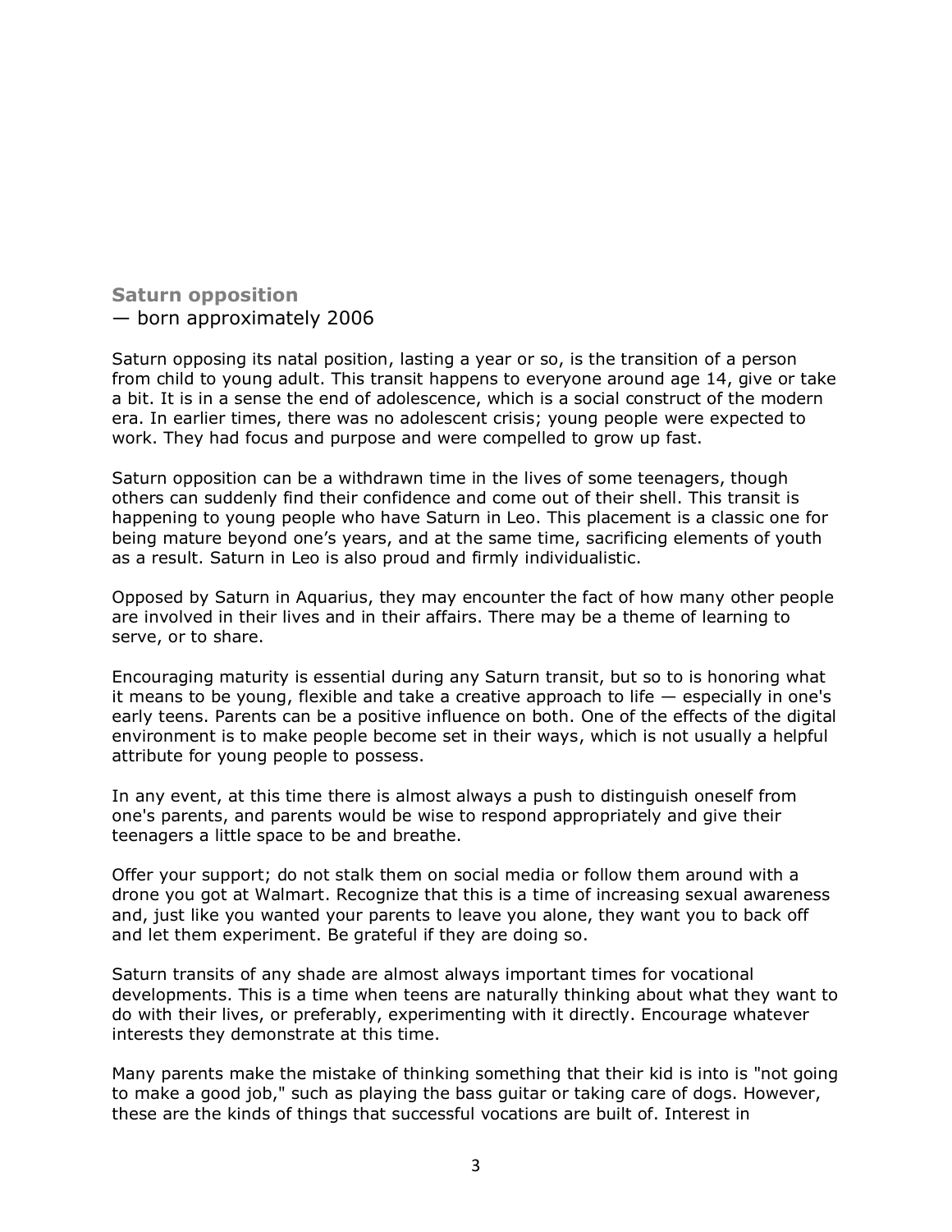### Saturn opposition
— born approximately 2006

Saturn opposing its natal position, lasting a year or so, is the transition of a person from child to young adult. This transit happens to everyone around age 14, give or take a bit. It is in a sense the end of adolescence, which is a social construct of the modern era. In earlier times, there was no adolescent crisis; young people were expected to work. They had focus and purpose and were compelled to grow up fast.

Saturn opposition can be a withdrawn time in the lives of some teenagers, though others can suddenly find their confidence and come out of their shell. This transit is happening to young people who have Saturn in Leo. This placement is a classic one for being mature beyond one's years, and at the same time, sacrificing elements of youth as a result. Saturn in Leo is also proud and firmly individualistic.

Opposed by Saturn in Aquarius, they may encounter the fact of how many other people are involved in their lives and in their affairs. There may be a theme of learning to serve, or to share.

Encouraging maturity is essential during any Saturn transit, but so to is honoring what it means to be young, flexible and take a creative approach to life — especially in one's early teens. Parents can be a positive influence on both. One of the effects of the digital environment is to make people become set in their ways, which is not usually a helpful attribute for young people to possess.

In any event, at this time there is almost always a push to distinguish oneself from one's parents, and parents would be wise to respond appropriately and give their teenagers a little space to be and breathe.

Offer your support; do not stalk them on social media or follow them around with a drone you got at Walmart. Recognize that this is a time of increasing sexual awareness and, just like you wanted your parents to leave you alone, they want you to back off and let them experiment. Be grateful if they are doing so.

Saturn transits of any shade are almost always important times for vocational developments. This is a time when teens are naturally thinking about what they want to do with their lives, or preferably, experimenting with it directly. Encourage whatever interests they demonstrate at this time.

Many parents make the mistake of thinking something that their kid is into is "not going to make a good job," such as playing the bass guitar or taking care of dogs. However, these are the kinds of things that successful vocations are built of. Interest in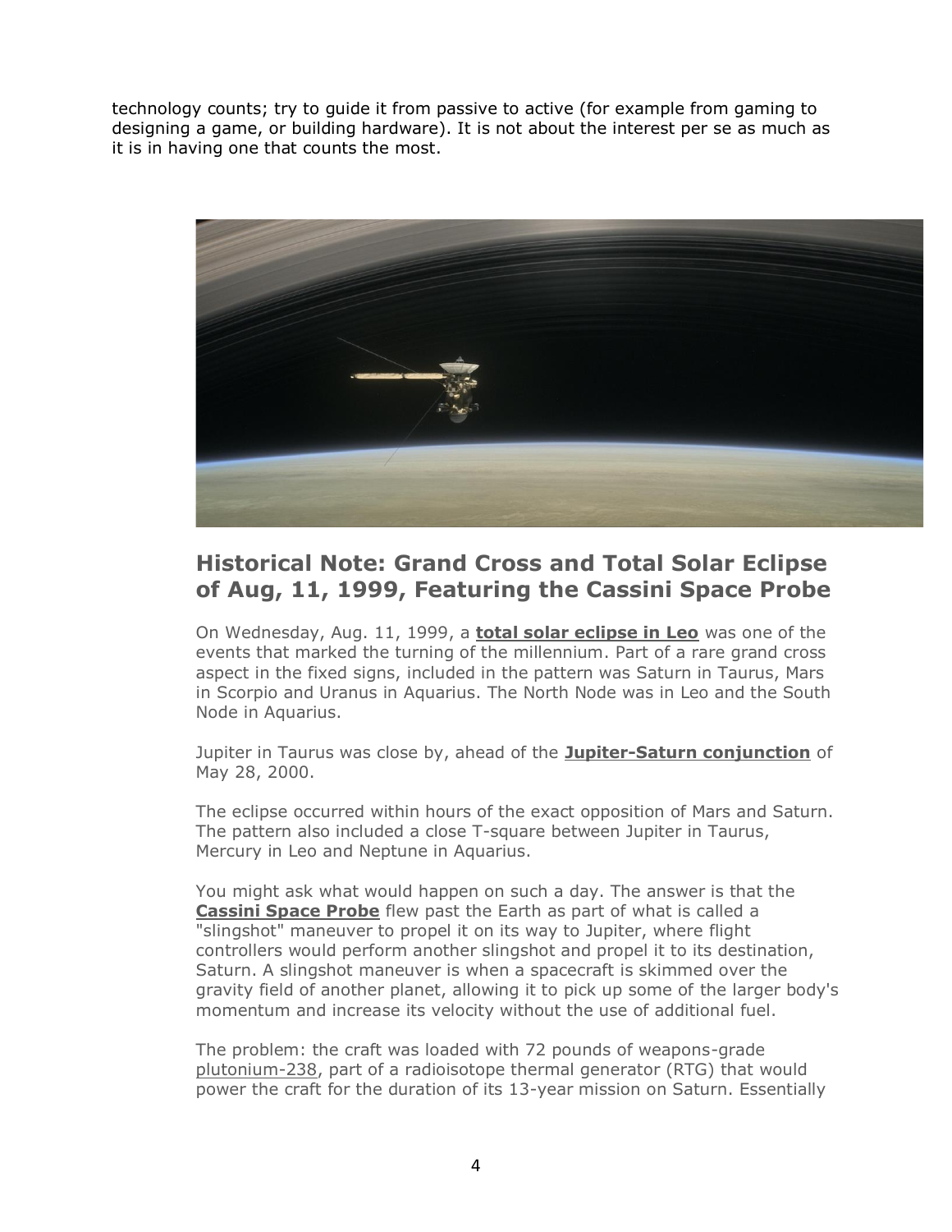technology counts; try to guide it from passive to active (for example from gaming to designing a game, or building hardware). It is not about the interest per se as much as it is in having one that counts the most.

## Historical Note: Grand Cross and Total Solar Eclipse of Aug, 11, 1999, Featuring the Cassini Space Probe

On Wednesday, Aug. 11, 1999, a **total solar eclipse in Leo** was one of the events that marked the turning of the millennium. Part of a rare grand cross aspect in the fixed signs, included in the pattern was Saturn in Taurus, Mars in Scorpio and Uranus in Aquarius. The North Node was in Leo and the South Node in Aquarius.

Jupiter in Taurus was close by, ahead of the **Jupiter-Saturn conjunction** of May 28, 2000.

The eclipse occurred within hours of the exact opposition of Mars and Saturn. The pattern also included a close T-square between Jupiter in Taurus, Mercury in Leo and Neptune in Aquarius.

You might ask what would happen on such a day. The answer is that the **Cassini Space Probe** flew past the Earth as part of what is called a "slingshot" maneuver to propel it on its way to Jupiter, where flight controllers would perform another slingshot and propel it to its destination, Saturn. A slingshot maneuver is when a spacecraft is skimmed over the gravity field of another planet, allowing it to pick up some of the larger body's momentum and increase its velocity without the use of additional fuel.

The problem: the craft was loaded with 72 pounds of weapons-grade plutonium-238, part of a radioisotope thermal generator (RTG) that would power the craft for the duration of its 13-year mission on Saturn. Essentially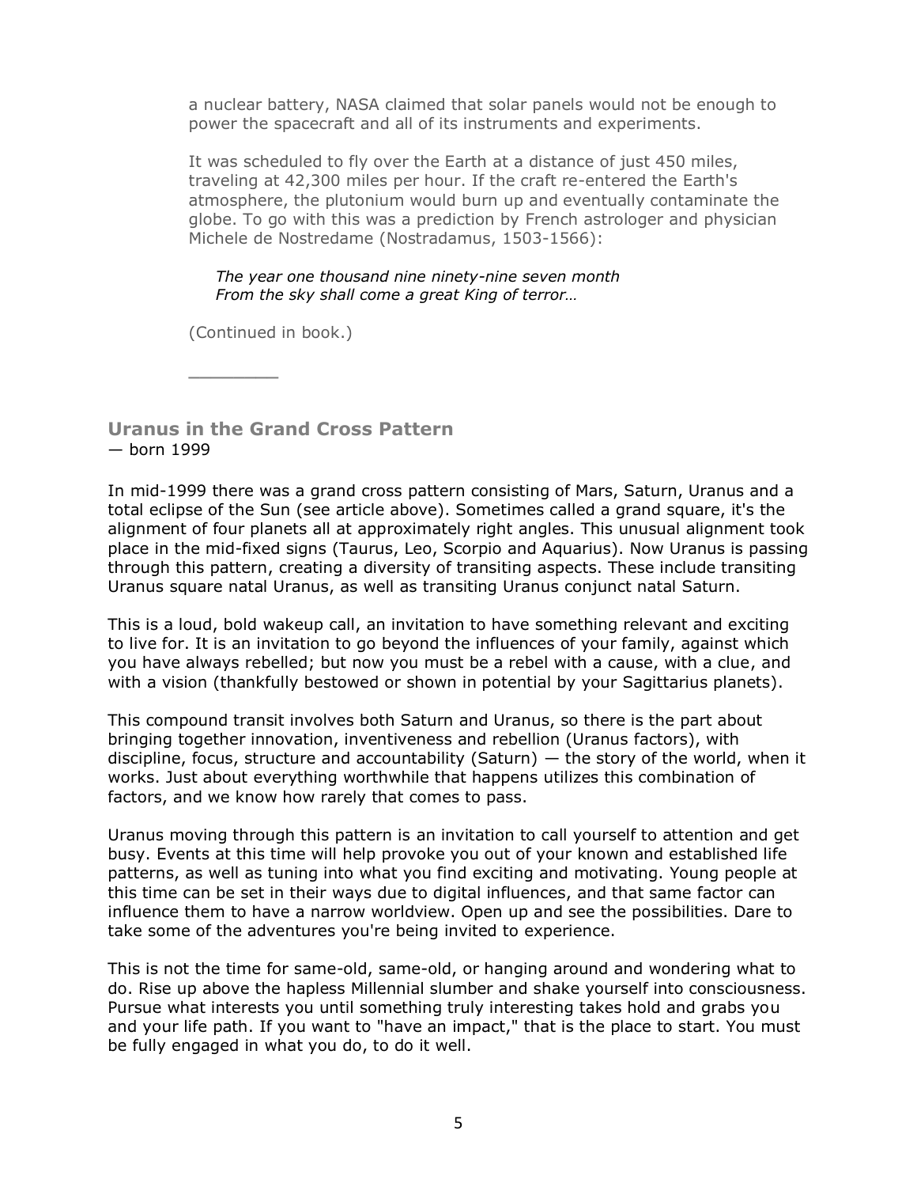a nuclear battery, NASA claimed that solar panels would not be enough to power the spacecraft and all of its instruments and experiments.

It was scheduled to fly over the Earth at a distance of just 450 miles, traveling at 42,300 miles per hour. If the craft re-entered the Earth's atmosphere, the plutonium would burn up and eventually contaminate the globe. To go with this was a prediction by French astrologer and physician Michele de Nostredame (Nostradamus, 1503-1566):

> *The year one thousand nine ninety-nine seven month*
> *From the sky shall come a great King of terror…*

(Continued in book.)

---

### Uranus in the Grand Cross Pattern
— born 1999

In mid-1999 there was a grand cross pattern consisting of Mars, Saturn, Uranus and a total eclipse of the Sun (see article above). Sometimes called a grand square, it's the alignment of four planets all at approximately right angles. This unusual alignment took place in the mid-fixed signs (Taurus, Leo, Scorpio and Aquarius). Now Uranus is passing through this pattern, creating a diversity of transiting aspects. These include transiting Uranus square natal Uranus, as well as transiting Uranus conjunct natal Saturn.

This is a loud, bold wakeup call, an invitation to have something relevant and exciting to live for. It is an invitation to go beyond the influences of your family, against which you have always rebelled; but now you must be a rebel with a cause, with a clue, and with a vision (thankfully bestowed or shown in potential by your Sagittarius planets).

This compound transit involves both Saturn and Uranus, so there is the part about bringing together innovation, inventiveness and rebellion (Uranus factors), with discipline, focus, structure and accountability (Saturn) — the story of the world, when it works. Just about everything worthwhile that happens utilizes this combination of factors, and we know how rarely that comes to pass.

Uranus moving through this pattern is an invitation to call yourself to attention and get busy. Events at this time will help provoke you out of your known and established life patterns, as well as tuning into what you find exciting and motivating. Young people at this time can be set in their ways due to digital influences, and that same factor can influence them to have a narrow worldview. Open up and see the possibilities. Dare to take some of the adventures you're being invited to experience.

This is not the time for same-old, same-old, or hanging around and wondering what to do. Rise up above the hapless Millennial slumber and shake yourself into consciousness. Pursue what interests you until something truly interesting takes hold and grabs you and your life path. If you want to "have an impact," that is the place to start. You must be fully engaged in what you do, to do it well.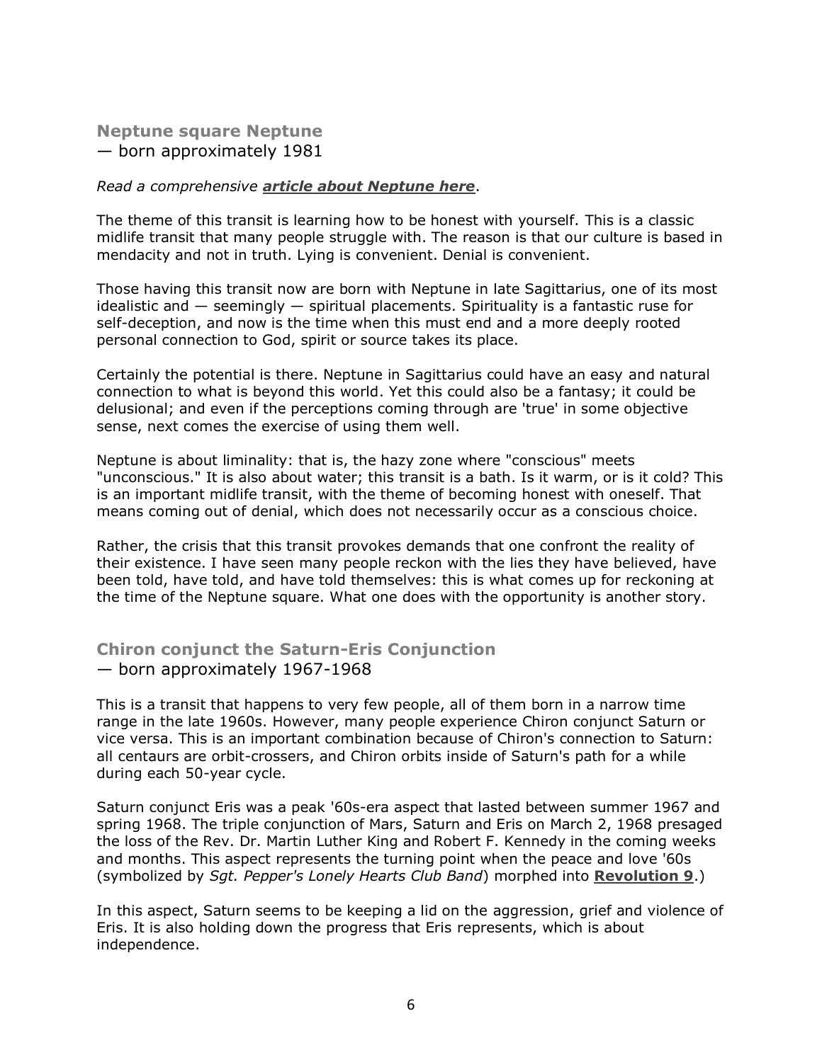### Neptune square Neptune
— born approximately 1981

*Read a comprehensive **article about Neptune here**.*

The theme of this transit is learning how to be honest with yourself. This is a classic midlife transit that many people struggle with. The reason is that our culture is based in mendacity and not in truth. Lying is convenient. Denial is convenient.

Those having this transit now are born with Neptune in late Sagittarius, one of its most idealistic and — seemingly — spiritual placements. Spirituality is a fantastic ruse for self-deception, and now is the time when this must end and a more deeply rooted personal connection to God, spirit or source takes its place.

Certainly the potential is there. Neptune in Sagittarius could have an easy and natural connection to what is beyond this world. Yet this could also be a fantasy; it could be delusional; and even if the perceptions coming through are 'true' in some objective sense, next comes the exercise of using them well.

Neptune is about liminality: that is, the hazy zone where "conscious" meets "unconscious." It is also about water; this transit is a bath. Is it warm, or is it cold? This is an important midlife transit, with the theme of becoming honest with oneself. That means coming out of denial, which does not necessarily occur as a conscious choice.

Rather, the crisis that this transit provokes demands that one confront the reality of their existence. I have seen many people reckon with the lies they have believed, have been told, have told, and have told themselves: this is what comes up for reckoning at the time of the Neptune square. What one does with the opportunity is another story.

### Chiron conjunct the Saturn-Eris Conjunction
— born approximately 1967-1968

This is a transit that happens to very few people, all of them born in a narrow time range in the late 1960s. However, many people experience Chiron conjunct Saturn or vice versa. This is an important combination because of Chiron's connection to Saturn: all centaurs are orbit-crossers, and Chiron orbits inside of Saturn's path for a while during each 50-year cycle.

Saturn conjunct Eris was a peak '60s-era aspect that lasted between summer 1967 and spring 1968. The triple conjunction of Mars, Saturn and Eris on March 2, 1968 presaged the loss of the Rev. Dr. Martin Luther King and Robert F. Kennedy in the coming weeks and months. This aspect represents the turning point when the peace and love '60s (symbolized by *Sgt. Pepper's Lonely Hearts Club Band*) morphed into **Revolution 9**.)

In this aspect, Saturn seems to be keeping a lid on the aggression, grief and violence of Eris. It is also holding down the progress that Eris represents, which is about independence.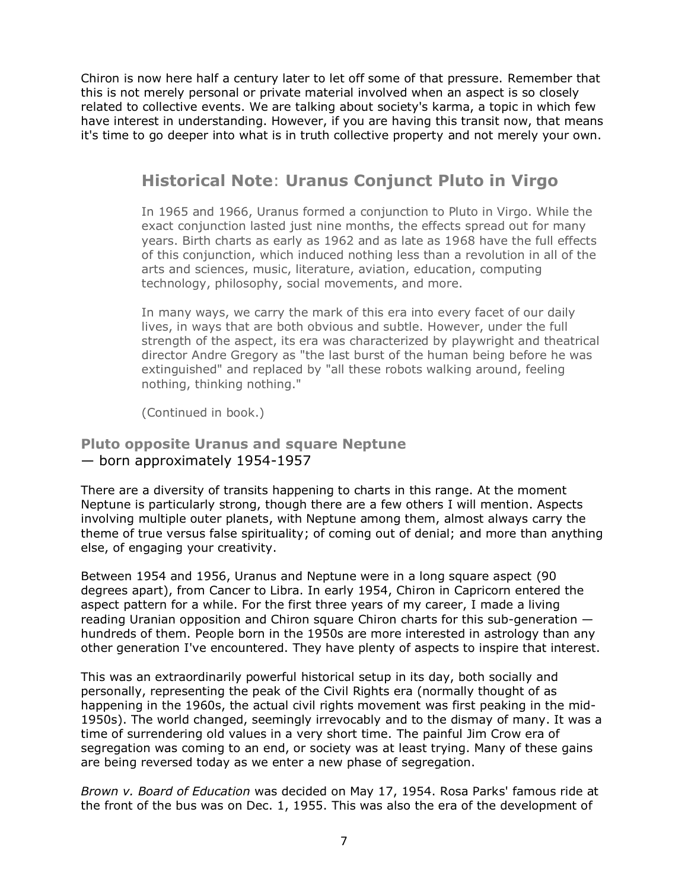Chiron is now here half a century later to let off some of that pressure. Remember that this is not merely personal or private material involved when an aspect is so closely related to collective events. We are talking about society's karma, a topic in which few have interest in understanding. However, if you are having this transit now, that means it's time to go deeper into what is in truth collective property and not merely your own.

## Historical Note: Uranus Conjunct Pluto in Virgo

In 1965 and 1966, Uranus formed a conjunction to Pluto in Virgo. While the exact conjunction lasted just nine months, the effects spread out for many years. Birth charts as early as 1962 and as late as 1968 have the full effects of this conjunction, which induced nothing less than a revolution in all of the arts and sciences, music, literature, aviation, education, computing technology, philosophy, social movements, and more.

In many ways, we carry the mark of this era into every facet of our daily lives, in ways that are both obvious and subtle. However, under the full strength of the aspect, its era was characterized by playwright and theatrical director Andre Gregory as "the last burst of the human being before he was extinguished" and replaced by "all these robots walking around, feeling nothing, thinking nothing."

(Continued in book.)

### Pluto opposite Uranus and square Neptune
— born approximately 1954-1957

There are a diversity of transits happening to charts in this range. At the moment Neptune is particularly strong, though there are a few others I will mention. Aspects involving multiple outer planets, with Neptune among them, almost always carry the theme of true versus false spirituality; of coming out of denial; and more than anything else, of engaging your creativity.

Between 1954 and 1956, Uranus and Neptune were in a long square aspect (90 degrees apart), from Cancer to Libra. In early 1954, Chiron in Capricorn entered the aspect pattern for a while. For the first three years of my career, I made a living reading Uranian opposition and Chiron square Chiron charts for this sub-generation — hundreds of them. People born in the 1950s are more interested in astrology than any other generation I've encountered. They have plenty of aspects to inspire that interest.

This was an extraordinarily powerful historical setup in its day, both socially and personally, representing the peak of the Civil Rights era (normally thought of as happening in the 1960s, the actual civil rights movement was first peaking in the mid-1950s). The world changed, seemingly irrevocably and to the dismay of many. It was a time of surrendering old values in a very short time. The painful Jim Crow era of segregation was coming to an end, or society was at least trying. Many of these gains are being reversed today as we enter a new phase of segregation.

*Brown v. Board of Education* was decided on May 17, 1954. Rosa Parks' famous ride at the front of the bus was on Dec. 1, 1955. This was also the era of the development of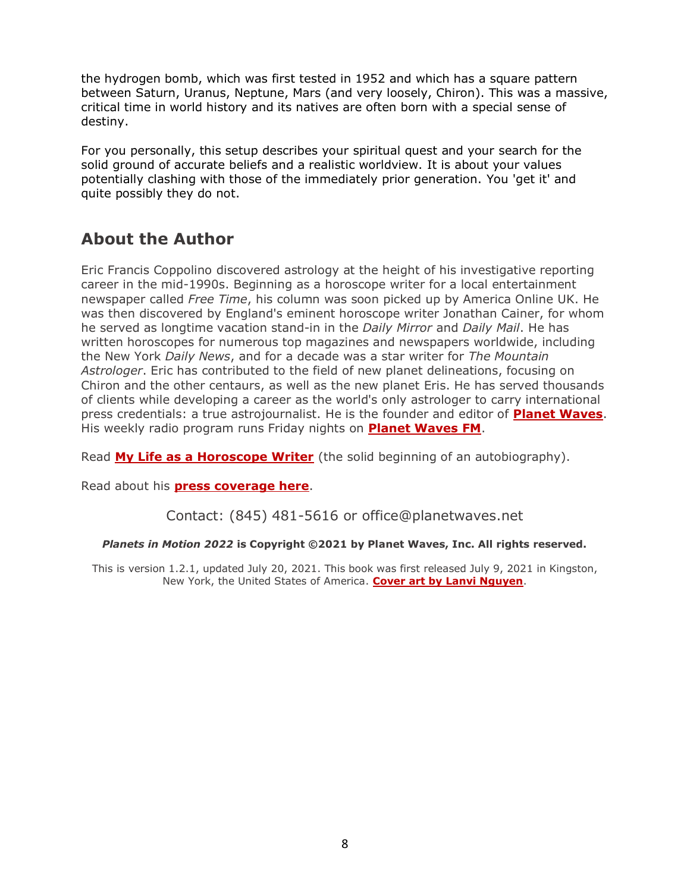the hydrogen bomb, which was first tested in 1952 and which has a square pattern between Saturn, Uranus, Neptune, Mars (and very loosely, Chiron). This was a massive, critical time in world history and its natives are often born with a special sense of destiny.

For you personally, this setup describes your spiritual quest and your search for the solid ground of accurate beliefs and a realistic worldview. It is about your values potentially clashing with those of the immediately prior generation. You 'get it' and quite possibly they do not.

## About the Author

Eric Francis Coppolino discovered astrology at the height of his investigative reporting career in the mid-1990s. Beginning as a horoscope writer for a local entertainment newspaper called *Free Time*, his column was soon picked up by America Online UK. He was then discovered by England's eminent horoscope writer Jonathan Cainer, for whom he served as longtime vacation stand-in in the *Daily Mirror* and *Daily Mail*. He has written horoscopes for numerous top magazines and newspapers worldwide, including the New York *Daily News*, and for a decade was a star writer for *The Mountain Astrologer*. Eric has contributed to the field of new planet delineations, focusing on Chiron and the other centaurs, as well as the new planet Eris. He has served thousands of clients while developing a career as the world's only astrologer to carry international press credentials: a true astrojournalist. He is the founder and editor of **Planet Waves**. His weekly radio program runs Friday nights on **Planet Waves FM**.

Read **My Life as a Horoscope Writer** (the solid beginning of an autobiography).

Read about his **press coverage here**.

Contact: (845) 481-5616 or office@planetwaves.net

***Planets in Motion 2022*** **is Copyright ©2021 by Planet Waves, Inc. All rights reserved.**

This is version 1.2.1, updated July 20, 2021. This book was first released July 9, 2021 in Kingston, New York, the United States of America. **Cover art by Lanvi Nguyen**.